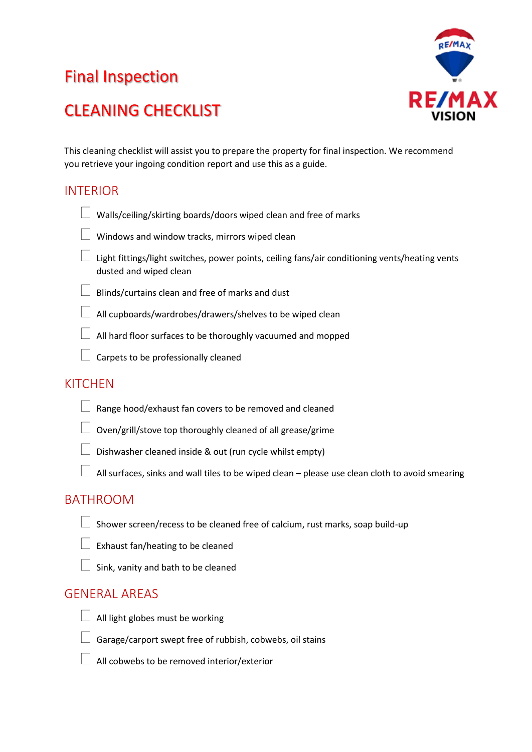# Final Inspection

# CLEANING CHECKLIST

This cleaning checklist will assist you to prepare the property for final inspection. We recommend you retrieve your ingoing condition report and use this as a guide.

## INTERIOR

- [ ] Walls/ceiling/skirting boards/doors wiped clean and free of marks
- [ ] Windows and window tracks, mirrors wiped clean
- [ ] Light fittings/light switches, power points, ceiling fans/air conditioning vents/heating vents dusted and wiped clean
- [ ] Blinds/curtains clean and free of marks and dust
- [ ] All cupboards/wardrobes/drawers/shelves to be wiped clean
- [ ] All hard floor surfaces to be thoroughly vacuumed and mopped
- [ ] Carpets to be professionally cleaned

## KITCHEN

- [ ] Range hood/exhaust fan covers to be removed and cleaned
- [ ] Oven/grill/stove top thoroughly cleaned of all grease/grime
- [ ] Dishwasher cleaned inside & out (run cycle whilst empty)
- [ ] All surfaces, sinks and wall tiles to be wiped clean – please use clean cloth to avoid smearing

## BATHROOM

- [ ] Shower screen/recess to be cleaned free of calcium, rust marks, soap build-up
- [ ] Exhaust fan/heating to be cleaned
- [ ] Sink, vanity and bath to be cleaned

## GENERAL AREAS

- [ ] All light globes must be working
- [ ] Garage/carport swept free of rubbish, cobwebs, oil stains
- [ ] All cobwebs to be removed interior/exterior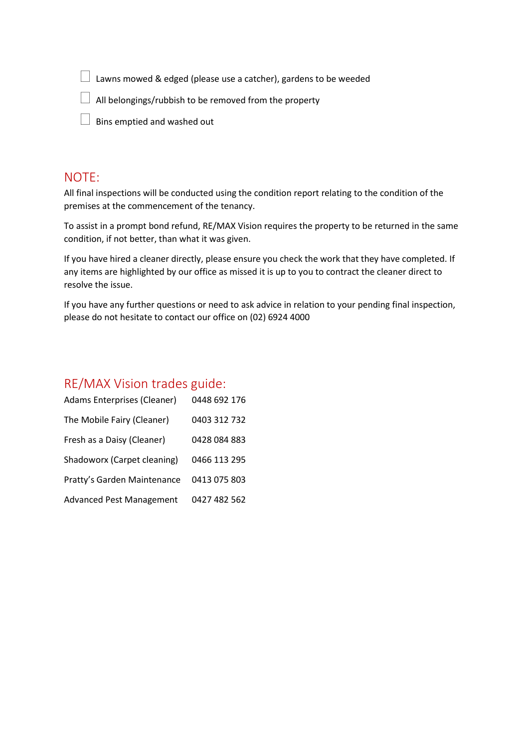- [ ] Lawns mowed & edged (please use a catcher), gardens to be weeded
- [ ] All belongings/rubbish to be removed from the property
- [ ] Bins emptied and washed out

## NOTE:

All final inspections will be conducted using the condition report relating to the condition of the premises at the commencement of the tenancy.

To assist in a prompt bond refund, RE/MAX Vision requires the property to be returned in the same condition, if not better, than what it was given.

If you have hired a cleaner directly, please ensure you check the work that they have completed. If any items are highlighted by our office as missed it is up to you to contract the cleaner direct to resolve the issue.

If you have any further questions or need to ask advice in relation to your pending final inspection, please do not hesitate to contact our office on (02) 6924 4000

## RE/MAX Vision trades guide:

| | |
|---|---|
| Adams Enterprises (Cleaner) | 0448 692 176 |
| The Mobile Fairy (Cleaner) | 0403 312 732 |
| Fresh as a Daisy (Cleaner) | 0428 084 883 |
| Shadoworx (Carpet cleaning) | 0466 113 295 |
| Pratty's Garden Maintenance | 0413 075 803 |
| Advanced Pest Management | 0427 482 562 |